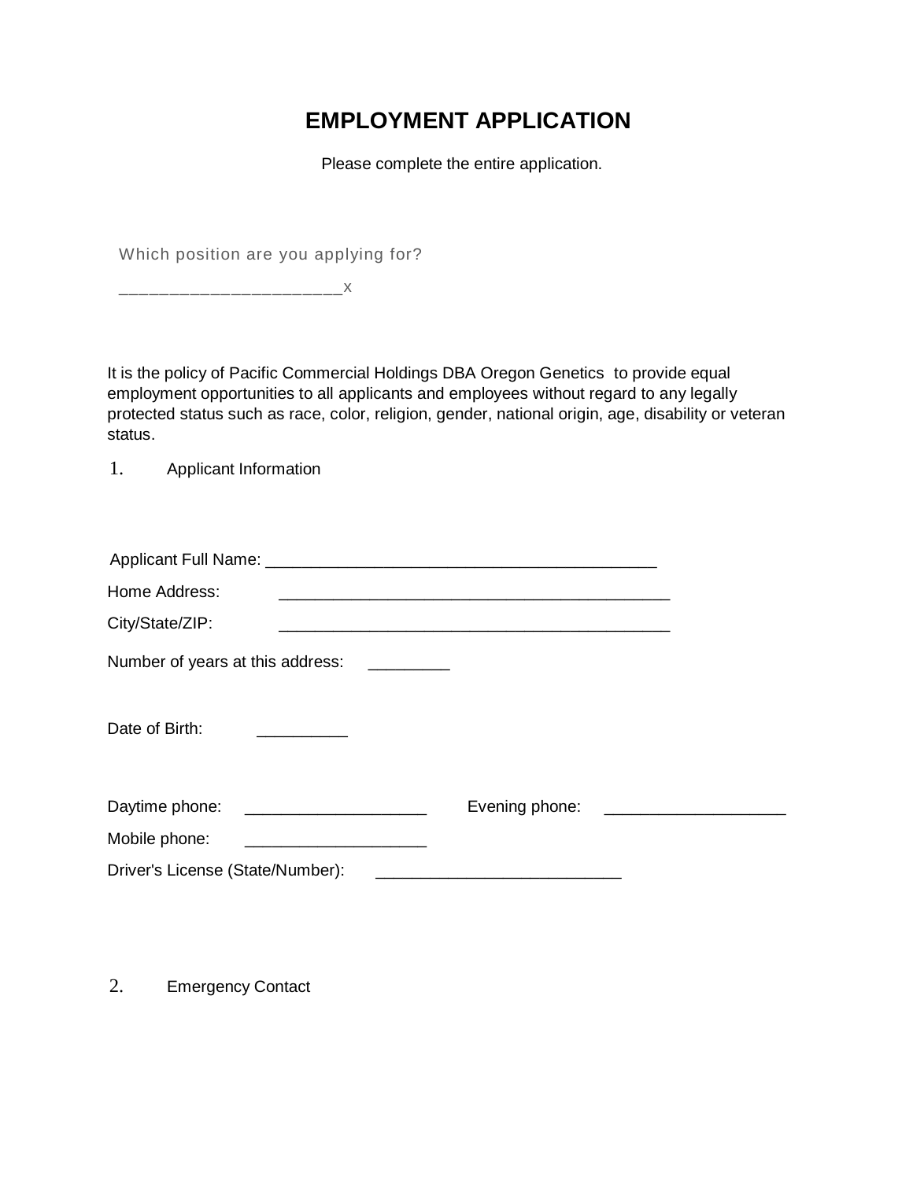# EMPLOYMENT APPLICATION

Please complete the entire application.

Which position are you applying for?

______________________x

It is the policy of Pacific Commercial Holdings DBA Oregon Genetics to provide equal employment opportunities to all applicants and employees without regard to any legally protected status such as race, color, religion, gender, national origin, age, disability or veteran status.

1. Applicant Information

Applicant Full Name: ________________________________________

Home Address: ________________________________________

City/State/ZIP: ________________________________________

Number of years at this address: _________

Date of Birth: __________

Daytime phone: ____________________ Evening phone: ____________________

Mobile phone: ____________________

Driver's License (State/Number): ___________________________

2. Emergency Contact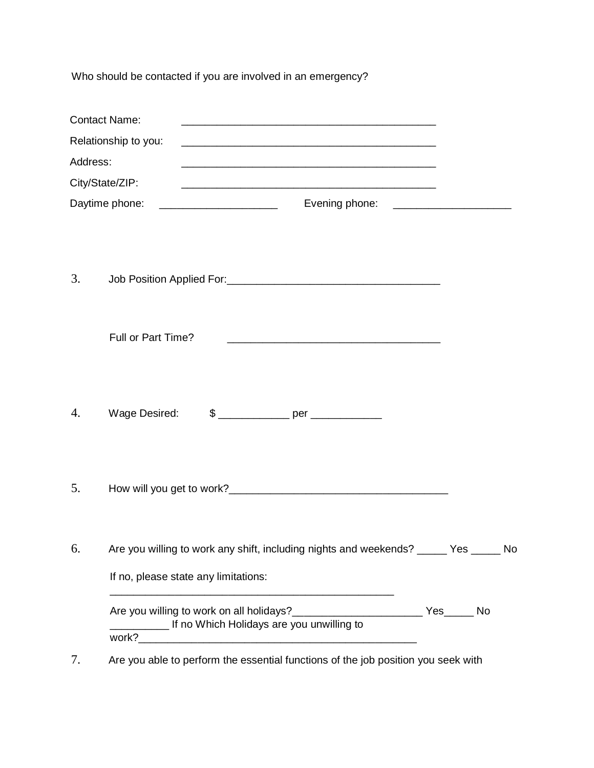Who should be contacted if you are involved in an emergency?

Contact Name: ____________________________________________

Relationship to you: ____________________________________________

Address: ____________________________________________

City/State/ZIP: ____________________________________________

Daytime phone: ____________________ Evening phone: ____________________

3. Job Position Applied For:_____________________________________

   Full or Part Time? _____________________________________

4. Wage Desired: $ ____________ per ____________

5. How will you get to work?_____________________________________

6. Are you willing to work any shift, including nights and weekends? _____ Yes _____ No

   If no, please state any limitations: __________________________________________________

   Are you willing to work on all holidays?______________________ Yes_____ No __________ If no Which Holidays are you unwilling to work?_________________________________________________

7. Are you able to perform the essential functions of the job position you seek with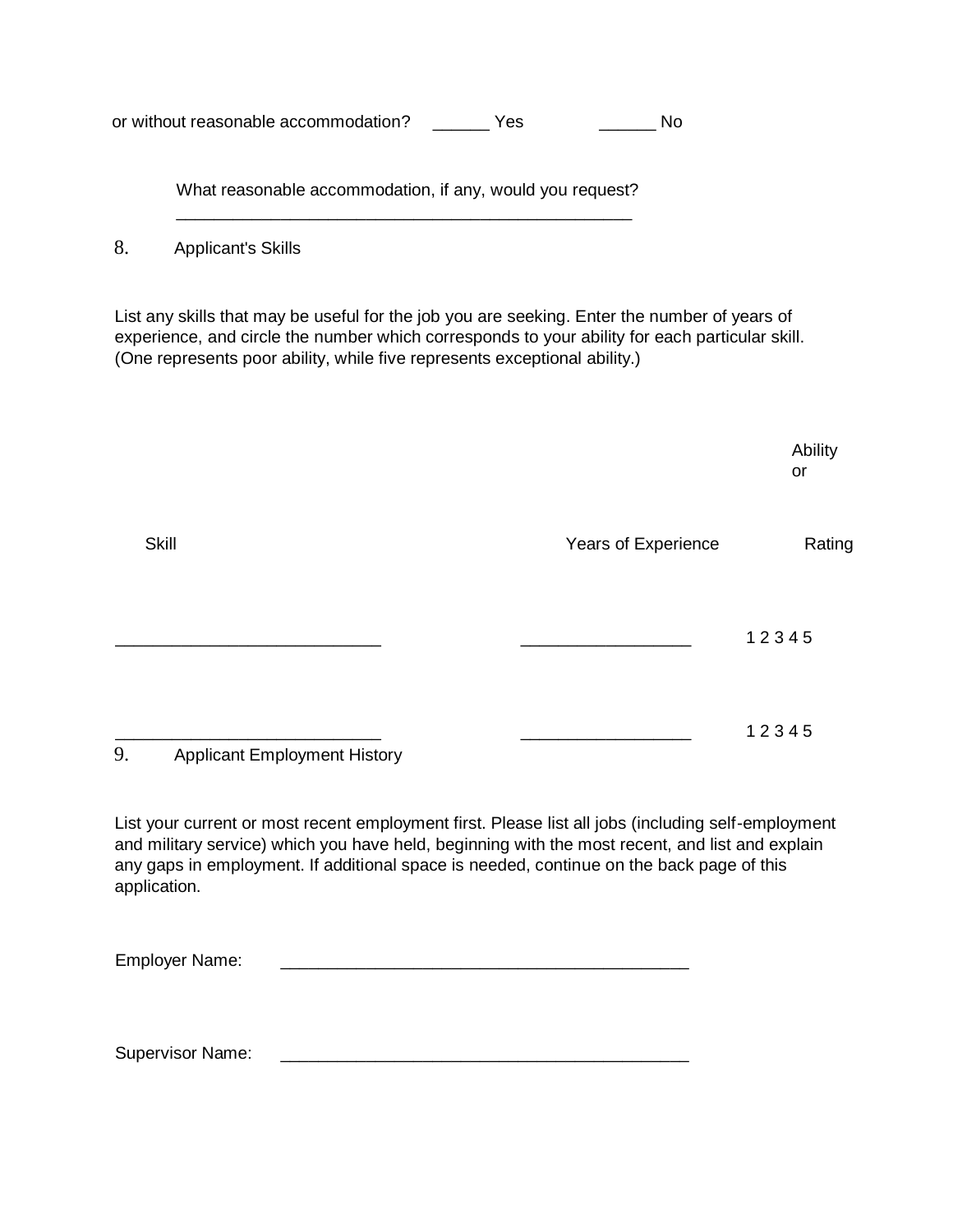or without reasonable accommodation? ______ Yes ______ No

What reasonable accommodation, if any, would you request? ________________________________________________

8. Applicant's Skills

List any skills that may be useful for the job you are seeking. Enter the number of years of experience, and circle the number which corresponds to your ability for each particular skill. (One represents poor ability, while five represents exceptional ability.)

| Skill | Years of Experience | Ability or Rating |
|---|---|---|
| ___________________________ | _________________ | 1 2 3 4 5 |
| ___________________________ | _________________ | 1 2 3 4 5 |

9. Applicant Employment History

List your current or most recent employment first. Please list all jobs (including self-employment and military service) which you have held, beginning with the most recent, and list and explain any gaps in employment. If additional space is needed, continue on the back page of this application.

Employer Name: ____________________________________________

Supervisor Name: ____________________________________________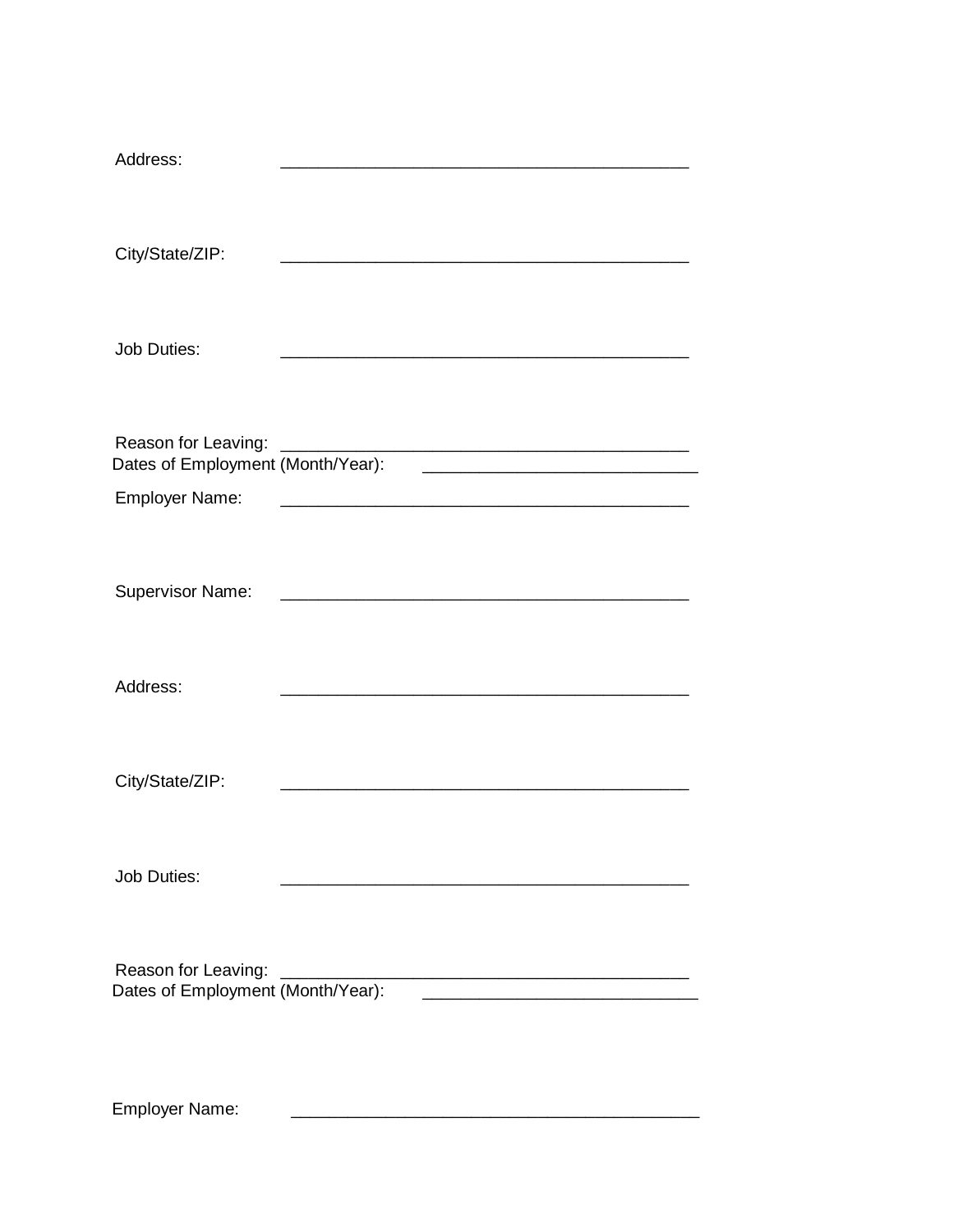Address: \_\_\_\_\_\_\_\_\_\_\_\_\_\_\_\_\_\_\_\_\_\_\_\_\_\_\_\_\_\_\_\_\_\_\_\_\_\_\_\_\_\_\_\_

City/State/ZIP: \_\_\_\_\_\_\_\_\_\_\_\_\_\_\_\_\_\_\_\_\_\_\_\_\_\_\_\_\_\_\_\_\_\_\_\_\_\_\_\_\_\_\_\_

Job Duties: \_\_\_\_\_\_\_\_\_\_\_\_\_\_\_\_\_\_\_\_\_\_\_\_\_\_\_\_\_\_\_\_\_\_\_\_\_\_\_\_\_\_\_\_

Reason for Leaving: \_\_\_\_\_\_\_\_\_\_\_\_\_\_\_\_\_\_\_\_\_\_\_\_\_\_\_\_\_\_\_\_\_\_\_\_\_\_\_\_\_\_\_\_

Dates of Employment (Month/Year): \_\_\_\_\_\_\_\_\_\_\_\_\_\_\_\_\_\_\_\_\_\_\_\_\_\_\_\_\_\_

Employer Name: \_\_\_\_\_\_\_\_\_\_\_\_\_\_\_\_\_\_\_\_\_\_\_\_\_\_\_\_\_\_\_\_\_\_\_\_\_\_\_\_\_\_\_\_

Supervisor Name: \_\_\_\_\_\_\_\_\_\_\_\_\_\_\_\_\_\_\_\_\_\_\_\_\_\_\_\_\_\_\_\_\_\_\_\_\_\_\_\_\_\_\_\_

Address: \_\_\_\_\_\_\_\_\_\_\_\_\_\_\_\_\_\_\_\_\_\_\_\_\_\_\_\_\_\_\_\_\_\_\_\_\_\_\_\_\_\_\_\_

City/State/ZIP: \_\_\_\_\_\_\_\_\_\_\_\_\_\_\_\_\_\_\_\_\_\_\_\_\_\_\_\_\_\_\_\_\_\_\_\_\_\_\_\_\_\_\_\_

Job Duties: \_\_\_\_\_\_\_\_\_\_\_\_\_\_\_\_\_\_\_\_\_\_\_\_\_\_\_\_\_\_\_\_\_\_\_\_\_\_\_\_\_\_\_\_

Reason for Leaving: \_\_\_\_\_\_\_\_\_\_\_\_\_\_\_\_\_\_\_\_\_\_\_\_\_\_\_\_\_\_\_\_\_\_\_\_\_\_\_\_\_\_\_\_

Dates of Employment (Month/Year): \_\_\_\_\_\_\_\_\_\_\_\_\_\_\_\_\_\_\_\_\_\_\_\_\_\_\_\_\_\_

Employer Name: \_\_\_\_\_\_\_\_\_\_\_\_\_\_\_\_\_\_\_\_\_\_\_\_\_\_\_\_\_\_\_\_\_\_\_\_\_\_\_\_\_\_\_\_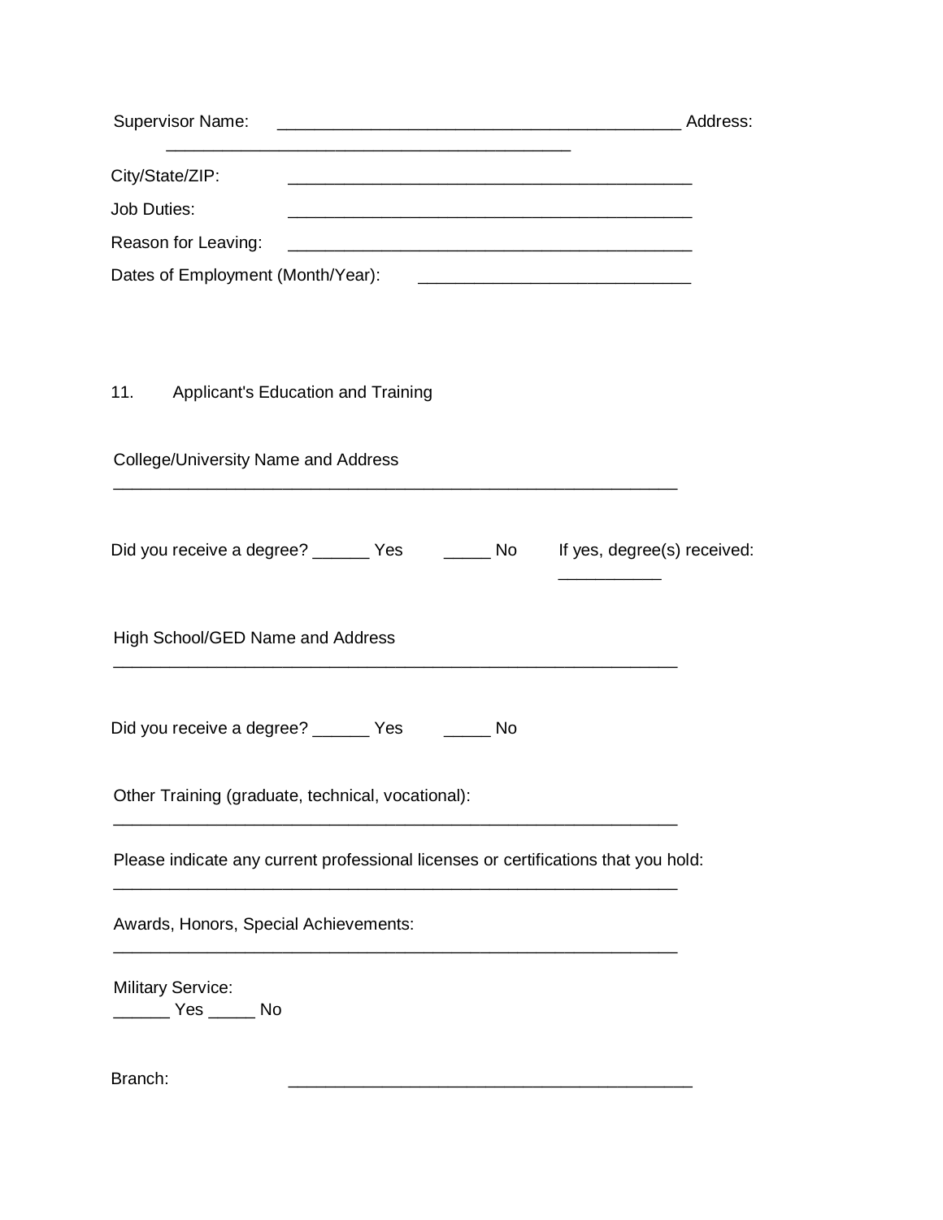Supervisor Name: ____________________________________________ Address: ____________________________________________

City/State/ZIP: ____________________________________________

Job Duties: ____________________________________________

Reason for Leaving: ____________________________________________

Dates of Employment (Month/Year): ____________________________

11. Applicant's Education and Training

College/University Name and Address

______________________________________________________________

Did you receive a degree? ______ Yes _____ No If yes, degree(s) received: ___________

High School/GED Name and Address

______________________________________________________________

Did you receive a degree? ______ Yes _____ No

Other Training (graduate, technical, vocational):

______________________________________________________________

Please indicate any current professional licenses or certifications that you hold:

______________________________________________________________

Awards, Honors, Special Achievements:

______________________________________________________________

Military Service:

______ Yes _____ No

Branch: ____________________________________________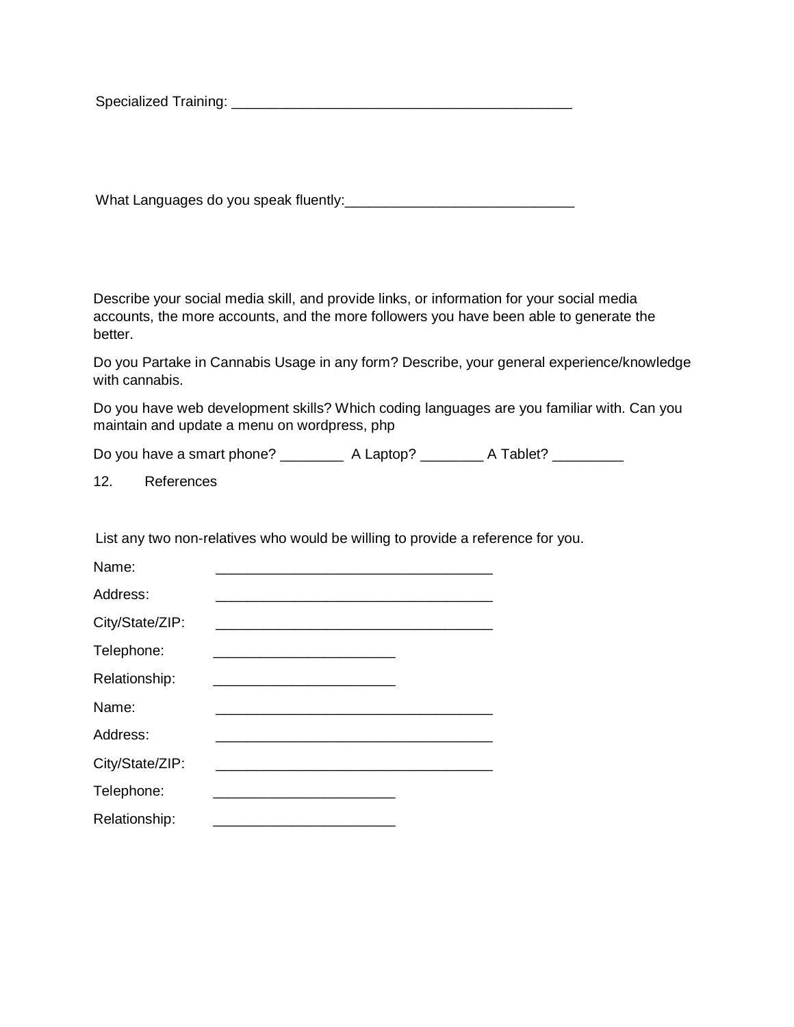Specialized Training: ____________________________________________

What Languages do you speak fluently:_____________________________

Describe your social media skill, and provide links, or information for your social media accounts, the more accounts, and the more followers you have been able to generate the better.

Do you Partake in Cannabis Usage in any form? Describe, your general experience/knowledge with cannabis.

Do you have web development skills? Which coding languages are you familiar with. Can you maintain and update a menu on wordpress, php

Do you have a smart phone? ________ A Laptop? ________ A Tablet? _________

12. References

List any two non-relatives who would be willing to provide a reference for you.

Name: ____________________________________

Address: ____________________________________

City/State/ZIP: ____________________________________

Telephone: _______________________

Relationship: _______________________

Name: ____________________________________

Address: ____________________________________

City/State/ZIP: ____________________________________

Telephone: _______________________

Relationship: _______________________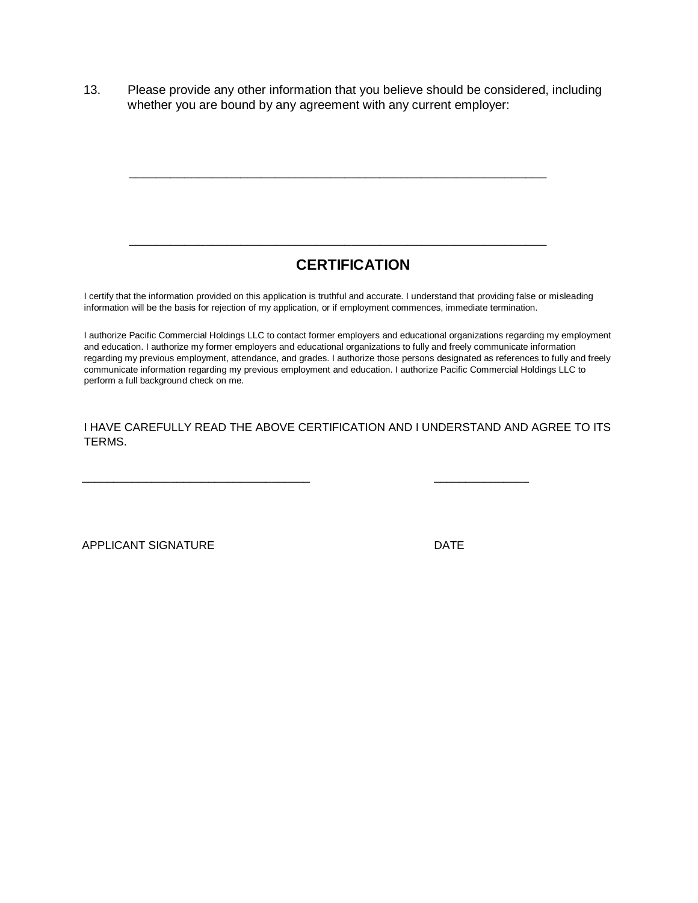13. Please provide any other information that you believe should be considered, including whether you are bound by any agreement with any current employer:

_______________________________________________________________

_______________________________________________________________

## CERTIFICATION

I certify that the information provided on this application is truthful and accurate. I understand that providing false or misleading information will be the basis for rejection of my application, or if employment commences, immediate termination.

I authorize Pacific Commercial Holdings LLC to contact former employers and educational organizations regarding my employment and education. I authorize my former employers and educational organizations to fully and freely communicate information regarding my previous employment, attendance, and grades. I authorize those persons designated as references to fully and freely communicate information regarding my previous employment and education. I authorize Pacific Commercial Holdings LLC to perform a full background check on me.

I HAVE CAREFULLY READ THE ABOVE CERTIFICATION AND I UNDERSTAND AND AGREE TO ITS TERMS.

___________________________________ ______________

APPLICANT SIGNATURE DATE